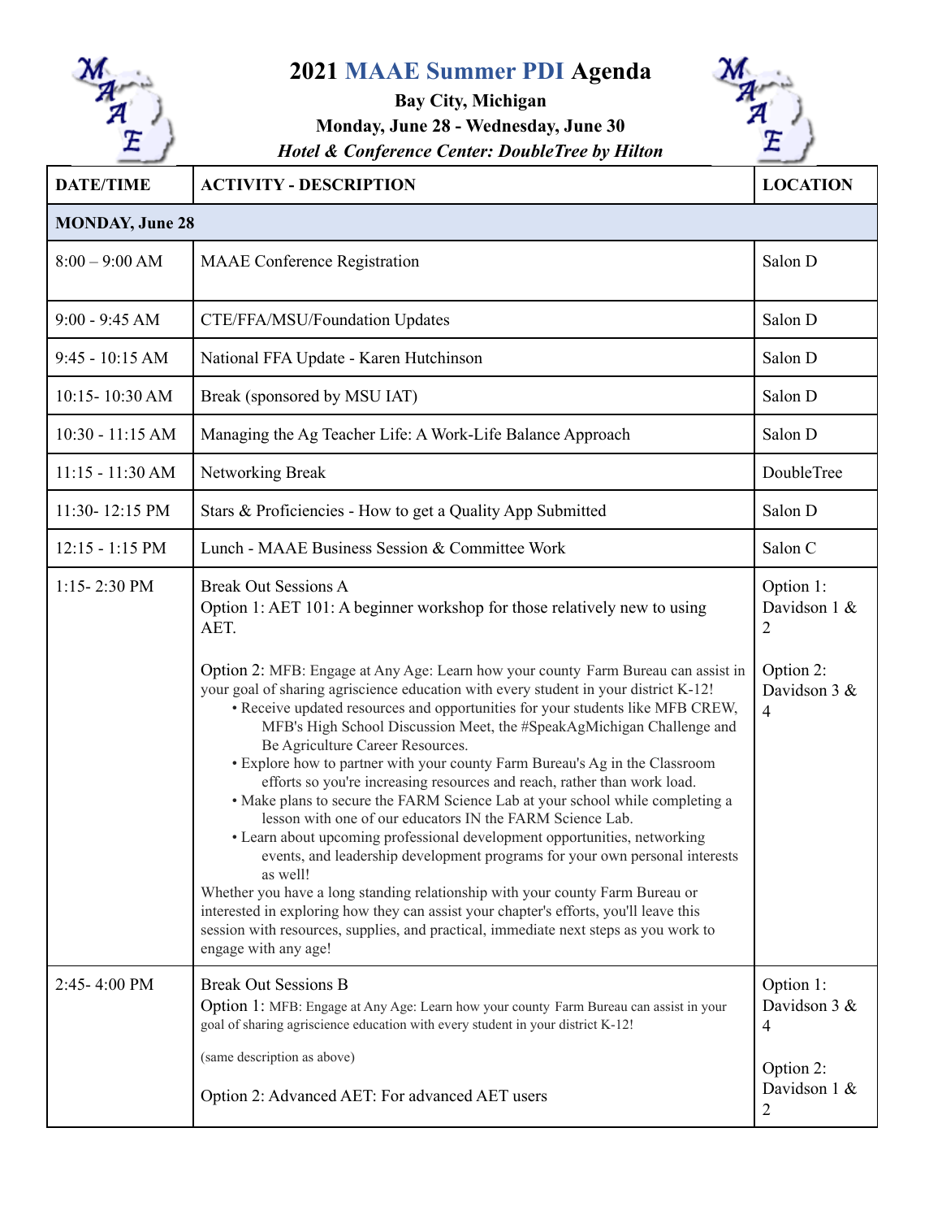# 2021 MAAE Summer PDI Agenda

**Bay City, Michigan**

**Monday, June 28 - Wednesday, June 30**

***Hotel & Conference Center: DoubleTree by Hilton***

| DATE/TIME | ACTIVITY - DESCRIPTION | LOCATION |
|---|---|---|
| **MONDAY, June 28** | | |
| 8:00 – 9:00 AM | MAAE Conference Registration | Salon D |
| 9:00 - 9:45 AM | CTE/FFA/MSU/Foundation Updates | Salon D |
| 9:45 - 10:15 AM | National FFA Update - Karen Hutchinson | Salon D |
| 10:15- 10:30 AM | Break (sponsored by MSU IAT) | Salon D |
| 10:30 - 11:15 AM | Managing the Ag Teacher Life: A Work-Life Balance Approach | Salon D |
| 11:15 - 11:30 AM | Networking Break | DoubleTree |
| 11:30- 12:15 PM | Stars & Proficiencies - How to get a Quality App Submitted | Salon D |
| 12:15 - 1:15 PM | Lunch - MAAE Business Session & Committee Work | Salon C |
| 1:15- 2:30 PM | Break Out Sessions A<br>Option 1: AET 101: A beginner workshop for those relatively new to using AET.<br><br>Option 2: MFB: Engage at Any Age: Learn how your county Farm Bureau can assist in your goal of sharing agriscience education with every student in your district K-12!<br>• Receive updated resources and opportunities for your students like MFB CREW, MFB's High School Discussion Meet, the #SpeakAgMichigan Challenge and Be Agriculture Career Resources.<br>• Explore how to partner with your county Farm Bureau's Ag in the Classroom efforts so you're increasing resources and reach, rather than work load.<br>• Make plans to secure the FARM Science Lab at your school while completing a lesson with one of our educators IN the FARM Science Lab.<br>• Learn about upcoming professional development opportunities, networking events, and leadership development programs for your own personal interests as well!<br>Whether you have a long standing relationship with your county Farm Bureau or interested in exploring how they can assist your chapter's efforts, you'll leave this session with resources, supplies, and practical, immediate next steps as you work to engage with any age! | Option 1: Davidson 1 & 2<br><br>Option 2: Davidson 3 & 4 |
| 2:45- 4:00 PM | Break Out Sessions B<br>Option 1: MFB: Engage at Any Age: Learn how your county Farm Bureau can assist in your goal of sharing agriscience education with every student in your district K-12!<br><br>(same description as above)<br><br>Option 2: Advanced AET: For advanced AET users | Option 1: Davidson 3 & 4<br><br>Option 2: Davidson 1 & 2 |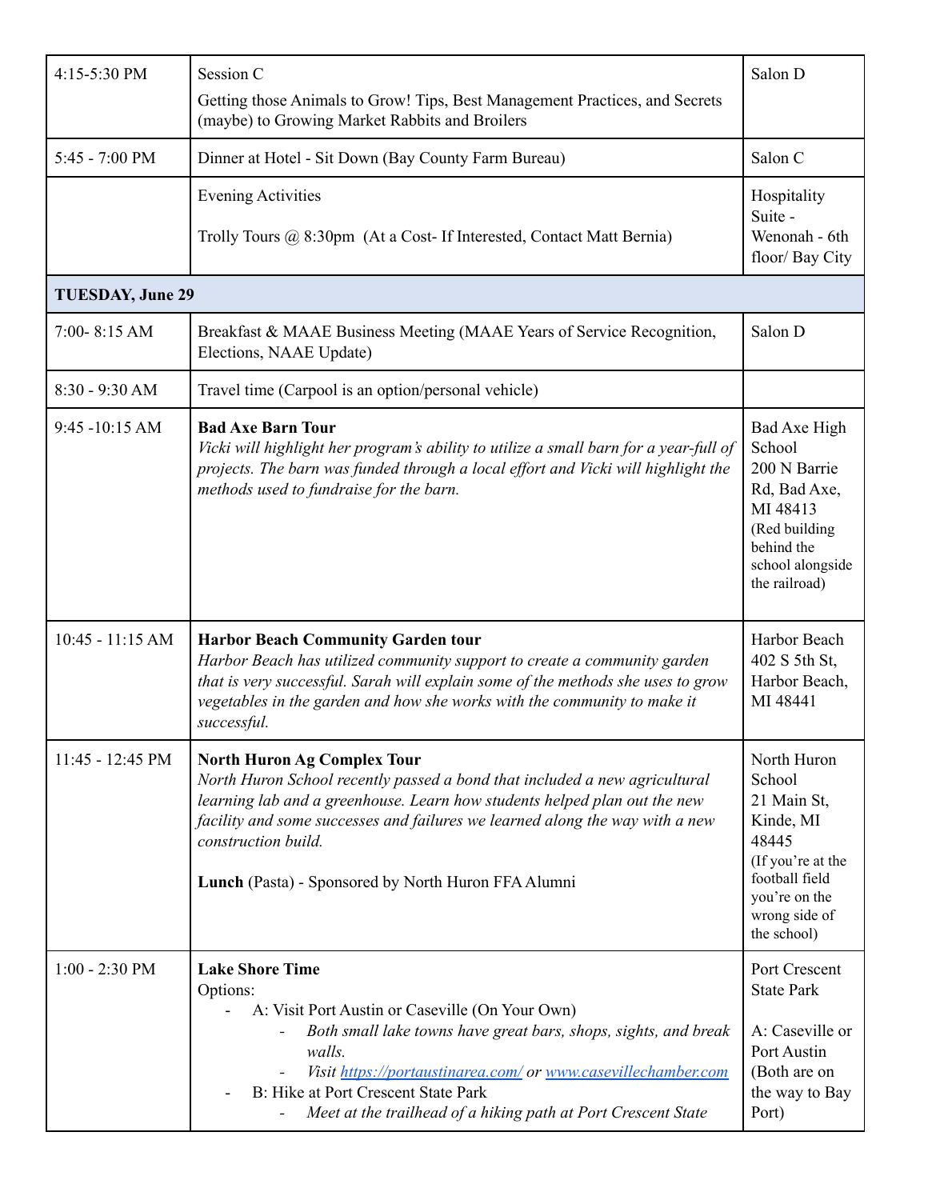| | | |
|---|---|---|
| 4:15-5:30 PM | Session C<br>Getting those Animals to Grow! Tips, Best Management Practices, and Secrets (maybe) to Growing Market Rabbits and Broilers | Salon D |
| 5:45 - 7:00 PM | Dinner at Hotel - Sit Down (Bay County Farm Bureau) | Salon C |
| | Evening Activities<br><br>Trolly Tours @ 8:30pm (At a Cost- If Interested, Contact Matt Bernia) | Hospitality Suite - Wenonah - 6th floor/ Bay City |
| **TUESDAY, June 29** | | |
| 7:00- 8:15 AM | Breakfast & MAAE Business Meeting (MAAE Years of Service Recognition, Elections, NAAE Update) | Salon D |
| 8:30 - 9:30 AM | Travel time (Carpool is an option/personal vehicle) | |
| 9:45 -10:15 AM | **Bad Axe Barn Tour**<br>*Vicki will highlight her program's ability to utilize a small barn for a year-full of projects. The barn was funded through a local effort and Vicki will highlight the methods used to fundraise for the barn.* | Bad Axe High School 200 N Barrie Rd, Bad Axe, MI 48413 (Red building behind the school alongside the railroad) |
| 10:45 - 11:15 AM | **Harbor Beach Community Garden tour**<br>*Harbor Beach has utilized community support to create a community garden that is very successful. Sarah will explain some of the methods she uses to grow vegetables in the garden and how she works with the community to make it successful.* | Harbor Beach 402 S 5th St, Harbor Beach, MI 48441 |
| 11:45 - 12:45 PM | **North Huron Ag Complex Tour**<br>*North Huron School recently passed a bond that included a new agricultural learning lab and a greenhouse. Learn how students helped plan out the new facility and some successes and failures we learned along the way with a new construction build.*<br><br>**Lunch** (Pasta) - Sponsored by North Huron FFA Alumni | North Huron School 21 Main St, Kinde, MI 48445 (If you're at the football field you're on the wrong side of the school) |
| 1:00 - 2:30 PM | **Lake Shore Time**<br>Options:<br>- A: Visit Port Austin or Caseville (On Your Own)<br>&nbsp;&nbsp;&nbsp;&nbsp;- *Both small lake towns have great bars, shops, sights, and break walls.*<br>&nbsp;&nbsp;&nbsp;&nbsp;- *Visit [https://portaustinarea.com/](https://portaustinarea.com/) or [www.casevillechamber.com](www.casevillechamber.com)*<br>- B: Hike at Port Crescent State Park<br>&nbsp;&nbsp;&nbsp;&nbsp;- *Meet at the trailhead of a hiking path at Port Crescent State* | Port Crescent State Park<br><br>A: Caseville or Port Austin (Both are on the way to Bay Port) |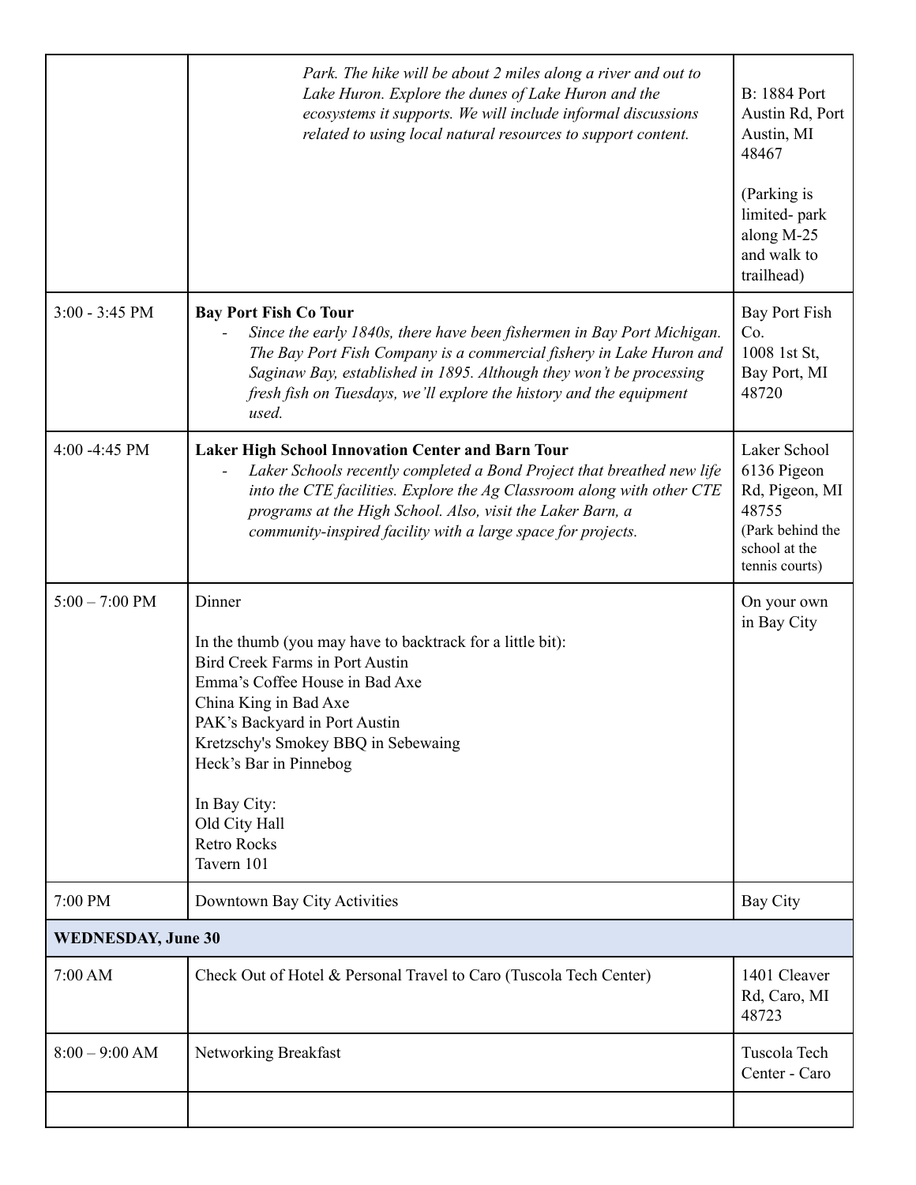| | | |
|---|---|---|
| | *Park. The hike will be about 2 miles along a river and out to Lake Huron. Explore the dunes of Lake Huron and the ecosystems it supports. We will include informal discussions related to using local natural resources to support content.* | B: 1884 Port Austin Rd, Port Austin, MI 48467<br><br>(Parking is limited- park along M-25 and walk to trailhead) |
| 3:00 - 3:45 PM | **Bay Port Fish Co Tour**<br>- *Since the early 1840s, there have been fishermen in Bay Port Michigan. The Bay Port Fish Company is a commercial fishery in Lake Huron and Saginaw Bay, established in 1895. Although they won't be processing fresh fish on Tuesdays, we'll explore the history and the equipment used.* | Bay Port Fish Co.<br>1008 1st St, Bay Port, MI 48720 |
| 4:00 -4:45 PM | **Laker High School Innovation Center and Barn Tour**<br>- *Laker Schools recently completed a Bond Project that breathed new life into the CTE facilities. Explore the Ag Classroom along with other CTE programs at the High School. Also, visit the Laker Barn, a community-inspired facility with a large space for projects.* | Laker School 6136 Pigeon Rd, Pigeon, MI 48755<br>(Park behind the school at the tennis courts) |
| 5:00 – 7:00 PM | Dinner<br><br>In the thumb (you may have to backtrack for a little bit):<br>Bird Creek Farms in Port Austin<br>Emma's Coffee House in Bad Axe<br>China King in Bad Axe<br>PAK's Backyard in Port Austin<br>Kretzschy's Smokey BBQ in Sebewaing<br>Heck's Bar in Pinnebog<br><br>In Bay City:<br>Old City Hall<br>Retro Rocks<br>Tavern 101 | On your own in Bay City |
| 7:00 PM | Downtown Bay City Activities | Bay City |
| **WEDNESDAY, June 30** | | |
| 7:00 AM | Check Out of Hotel & Personal Travel to Caro (Tuscola Tech Center) | 1401 Cleaver Rd, Caro, MI 48723 |
| 8:00 – 9:00 AM | Networking Breakfast | Tuscola Tech Center - Caro |
| | | |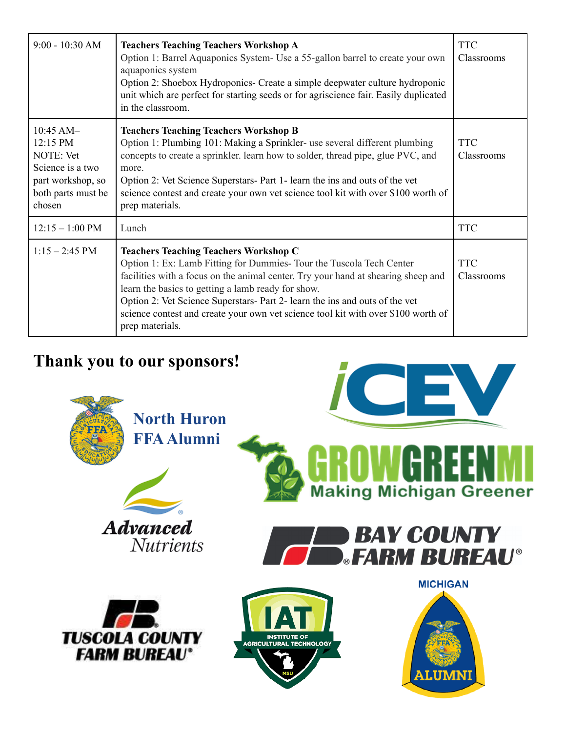| | | |
|---|---|---|
| 9:00 - 10:30 AM | **Teachers Teaching Teachers Workshop A**<br>Option 1: Barrel Aquaponics System- Use a 55-gallon barrel to create your own aquaponics system<br>Option 2: Shoebox Hydroponics- Create a simple deepwater culture hydroponic unit which are perfect for starting seeds or for agriscience fair. Easily duplicated in the classroom. | TTC Classrooms |
| 10:45 AM– 12:15 PM<br>NOTE: Vet Science is a two part workshop, so both parts must be chosen | **Teachers Teaching Teachers Workshop B**<br>Option 1: Plumbing 101: Making a Sprinkler- use several different plumbing concepts to create a sprinkler. learn how to solder, thread pipe, glue PVC, and more.<br>Option 2: Vet Science Superstars- Part 1- learn the ins and outs of the vet science contest and create your own vet science tool kit with over $100 worth of prep materials. | TTC Classrooms |
| 12:15 – 1:00 PM | Lunch | TTC |
| 1:15 – 2:45 PM | **Teachers Teaching Teachers Workshop C**<br>Option 1: Ex: Lamb Fitting for Dummies- Tour the Tuscola Tech Center facilities with a focus on the animal center. Try your hand at shearing sheep and learn the basics to getting a lamb ready for show.<br>Option 2: Vet Science Superstars- Part 2- learn the ins and outs of the vet science contest and create your own vet science tool kit with over $100 worth of prep materials. | TTC Classrooms |

## Thank you to our sponsors!

North Huron FFA Alumni

iCEV

GROWGREENMI
Making Michigan Greener

Advanced Nutrients

BAY COUNTY FARM BUREAU®

TUSCOLA COUNTY FARM BUREAU®

IAT
INSTITUTE OF AGRICULTURAL TECHNOLOGY
MSU

MICHIGAN
ALUMNI